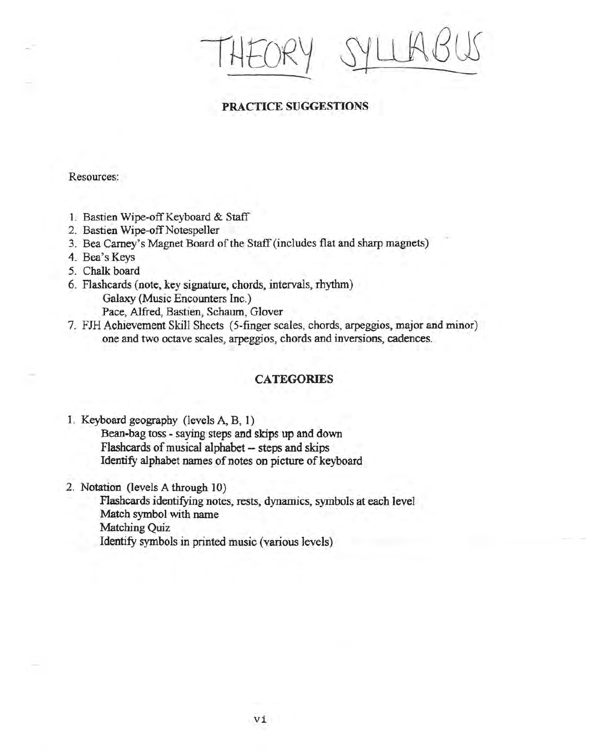# THEORY SYLLABUS

## PRACTICE SUGGESTIONS

Resources:

1. Bastien Wipe-off Keyboard & Staff
2. Bastien Wipe-off Notespeller
3. Bea Carney's Magnet Board of the Staff (includes flat and sharp magnets)
4. Bea's Keys
5. Chalk board
6. Flashcards (note, key signature, chords, intervals, rhythm)
   Galaxy (Music Encounters Inc.)
   Pace, Alfred, Bastien, Schaum, Glover
7. FJH Achievement Skill Sheets (5-finger scales, chords, arpeggios, major and minor) one and two octave scales, arpeggios, chords and inversions, cadences.

## CATEGORIES

1. Keyboard geography (levels A, B, 1)
   Bean-bag toss - saying steps and skips up and down
   Flashcards of musical alphabet -- steps and skips
   Identify alphabet names of notes on picture of keyboard

2. Notation (levels A through 10)
   Flashcards identifying notes, rests, dynamics, symbols at each level
   Match symbol with name
   Matching Quiz
   Identify symbols in printed music (various levels)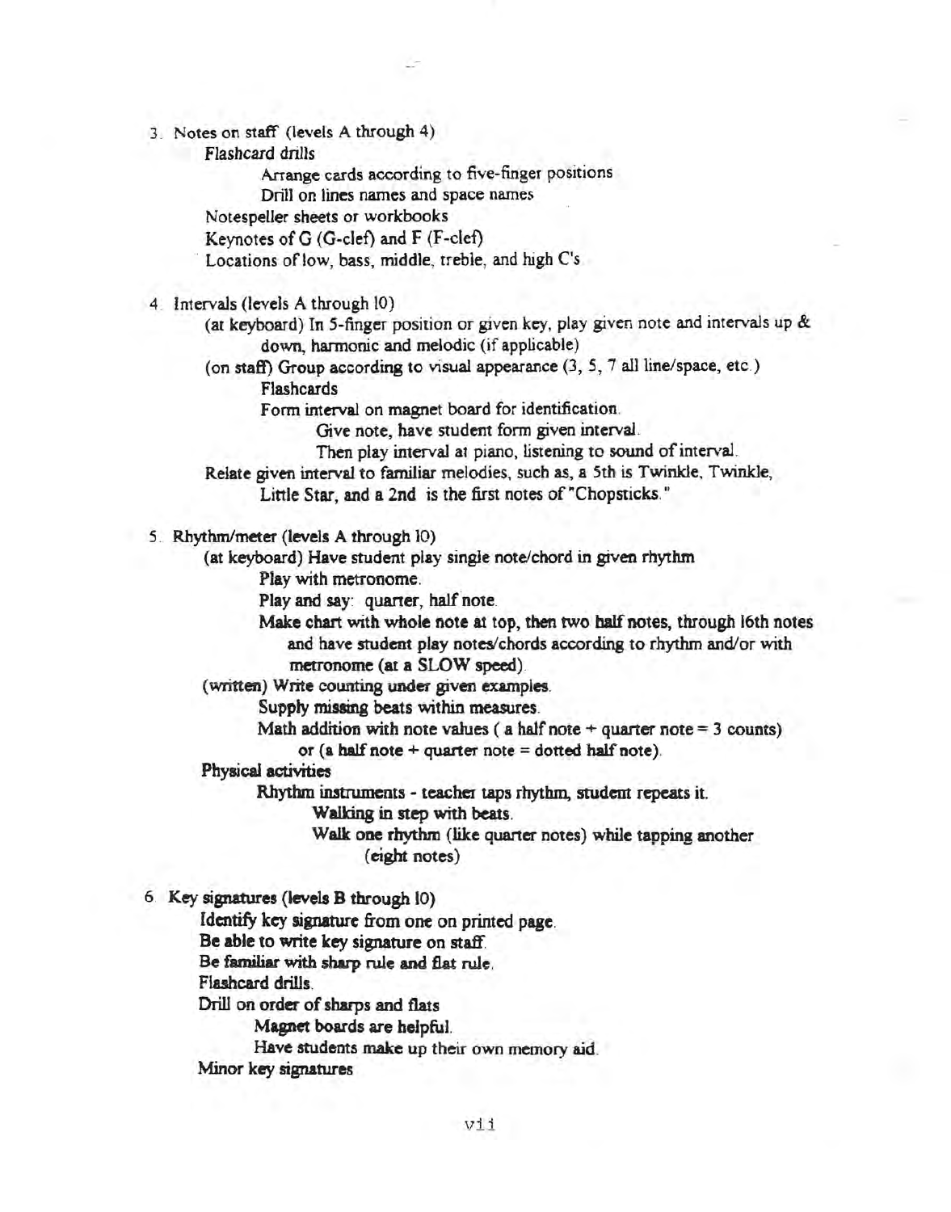3. Notes on staff (levels A through 4)
    - Flashcard drills
        - Arrange cards according to five-finger positions
        - Drill on lines names and space names
    - Notespeller sheets or workbooks
    - Keynotes of G (G-clef) and F (F-clef)
    - Locations of low, bass, middle, treble, and high C's

4. Intervals (levels A through 10)
    - (at keyboard) In 5-finger position or given key, play given note and intervals up & down, harmonic and melodic (if applicable)
    - (on staff) Group according to visual appearance (3, 5, 7 all line/space, etc.)
        - Flashcards
        - Form interval on magnet board for identification.
            - Give note, have student form given interval.
            - Then play interval at piano, listening to sound of interval.
    - Relate given interval to familiar melodies, such as, a 5th is Twinkle, Twinkle, Little Star, and a 2nd is the first notes of "Chopsticks."

5. Rhythm/meter (levels A through 10)
    - (at keyboard) Have student play single note/chord in given rhythm
        - Play with metronome.
        - Play and say: quarter, half note.
        - Make chart with whole note at top, then two half notes, through 16th notes and have student play notes/chords according to rhythm and/or with metronome (at a SLOW speed).
    - (written) Write counting under given examples.
        - Supply missing beats within measures.
        - Math addition with note values ( a half note + quarter note = 3 counts) or (a half note + quarter note = dotted half note).
    - Physical activities
        - Rhythm instruments - teacher taps rhythm, student repeats it.
            - Walking in step with beats.
            - Walk one rhythm (like quarter notes) while tapping another (eight notes)

6. Key signatures (levels B through 10)
    - Identify key signature from one on printed page.
    - Be able to write key signature on staff.
    - Be familiar with sharp rule and flat rule.
    - Flashcard drills.
    - Drill on order of sharps and flats
        - Magnet boards are helpful.
        - Have students make up their own memory aid.
    - Minor key signatures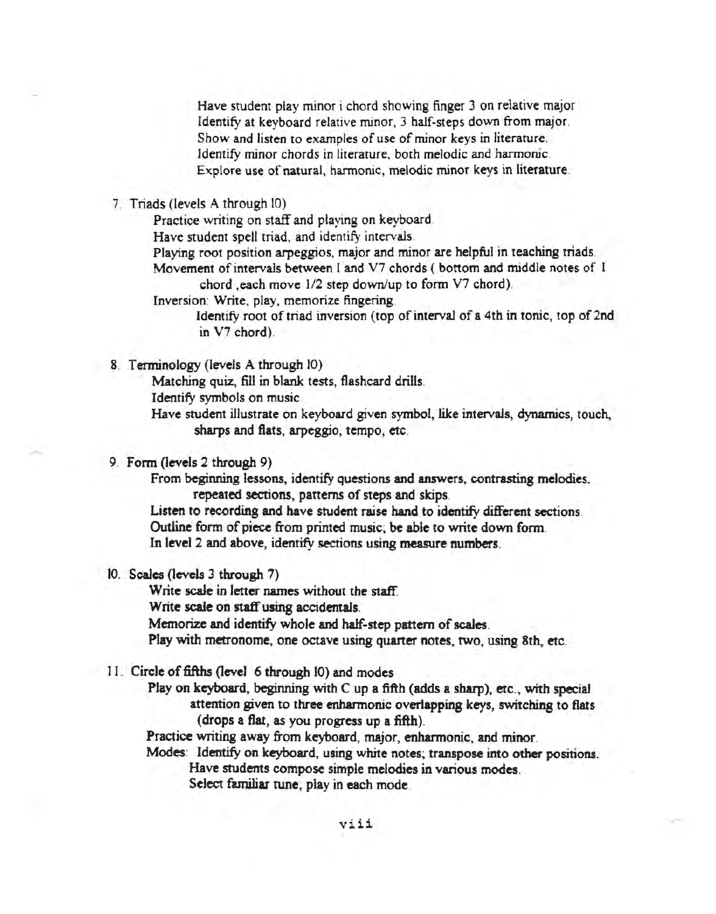Have student play minor i chord showing finger 3 on relative major
Identify at keyboard relative minor, 3 half-steps down from major.
Show and listen to examples of use of minor keys in literature.
Identify minor chords in literature, both melodic and harmonic.
Explore use of natural, harmonic, melodic minor keys in literature.

7. Triads (levels A through 10)
    - Practice writing on staff and playing on keyboard.
    - Have student spell triad, and identify intervals.
    - Playing root position arpeggios, major and minor are helpful in teaching triads.
    - Movement of intervals between I and V7 chords ( bottom and middle notes of I chord ,each move 1/2 step down/up to form V7 chord).
    - Inversion: Write, play, memorize fingering.
        - Identify root of triad inversion (top of interval of a 4th in tonic, top of 2nd in V7 chord).

8. Terminology (levels A through 10)
    - Matching quiz, fill in blank tests, flashcard drills.
    - Identify symbols on music.
    - Have student illustrate on keyboard given symbol, like intervals, dynamics, touch, sharps and flats, arpeggio, tempo, etc.

9. Form (levels 2 through 9)
    - From beginning lessons, identify questions and answers, contrasting melodies, repeated sections, patterns of steps and skips.
    - Listen to recording and have student raise hand to identify different sections.
    - Outline form of piece from printed music; be able to write down form.
    - In level 2 and above, identify sections using measure numbers.

10. Scales (levels 3 through 7)
    - Write scale in letter names without the staff.
    - Write scale on staff using accidentals.
    - Memorize and identify whole and half-step pattern of scales.
    - Play with metronome, one octave using quarter notes, two, using 8th, etc.

11. Circle of fifths (level 6 through 10) and modes
    - Play on keyboard, beginning with C up a fifth (adds a sharp), etc., with special attention given to three enharmonic overlapping keys, switching to flats (drops a flat, as you progress up a fifth).
    - Practice writing away from keyboard, major, enharmonic, and minor.
    - Modes: Identify on keyboard, using white notes; transpose into other positions.
        - Have students compose simple melodies in various modes.
        - Select familiar tune, play in each mode.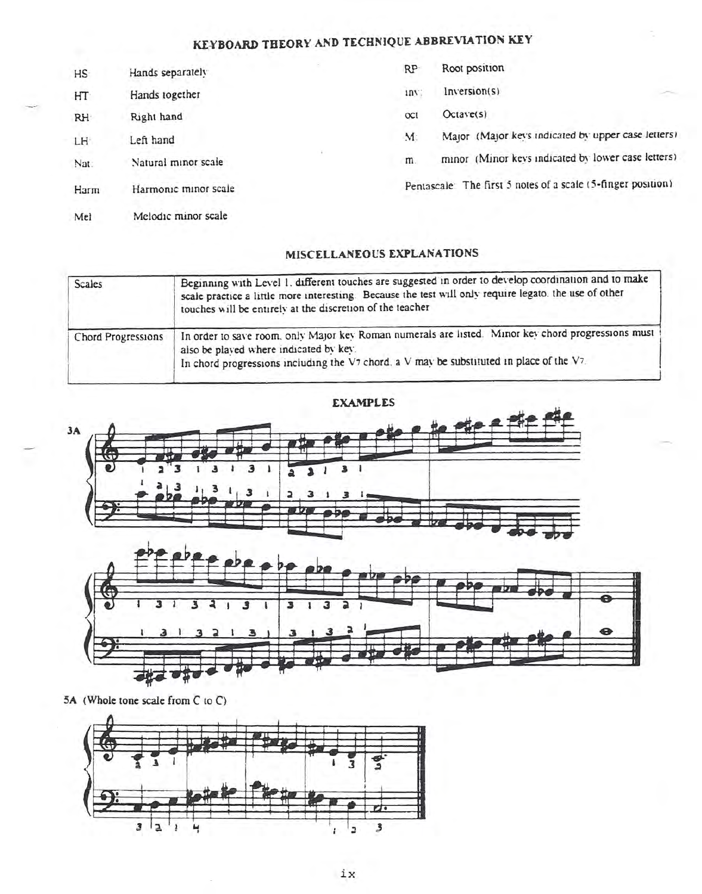# KEYBOARD THEORY AND TECHNIQUE ABBREVIATION KEY

| | | | |
|---|---|---|---|
| HS | Hands separately | RP | Root position |
| HT | Hands together | inv | Inversion(s) |
| RH | Right hand | oct | Octave(s) |
| LH | Left hand | M | Major (Major keys indicated by upper case letters) |
| Nat | Natural minor scale | m | minor (Minor keys indicated by lower case letters) |
| Harm | Harmonic minor scale | Pentascale | The first 5 notes of a scale (5-finger position) |
| Mel | Melodic minor scale | | |

## MISCELLANEOUS EXPLANATIONS

| | |
|---|---|
| Scales | Beginning with Level 1, different touches are suggested in order to develop coordination and to make scale practice a little more interesting. Because the test will only require legato, the use of other touches will be entirely at the discretion of the teacher. |
| Chord Progressions | In order to save room, only Major key Roman numerals are listed. Minor key chord progressions must also be played where indicated by key. In chord progressions including the $V_7$ chord, a V may be substituted in place of the $V_7$. |

## EXAMPLES

3A

5A (Whole tone scale from C to C)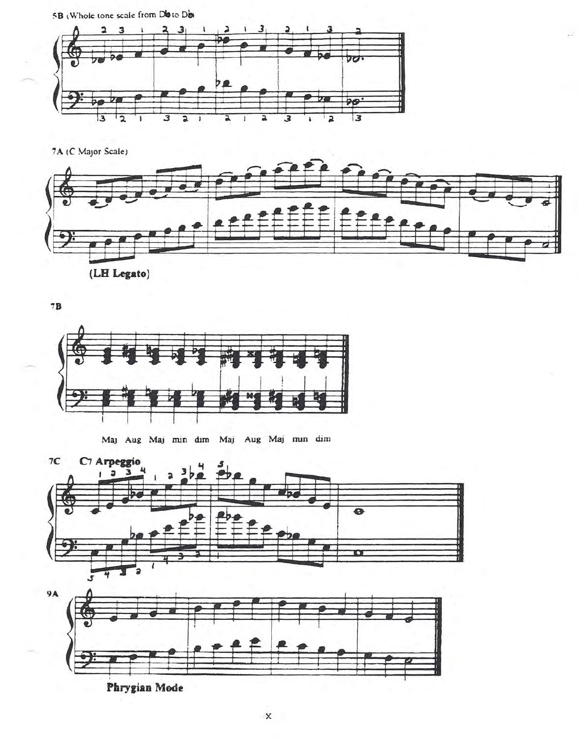5B (Whole tone scale from D♭ to D♭)

7A (C Major Scale)

(LH Legato)

7B

Maj Aug Maj min dim Maj Aug Maj min dim

7C **C7 Arpeggio**

9A

**Phrygian Mode**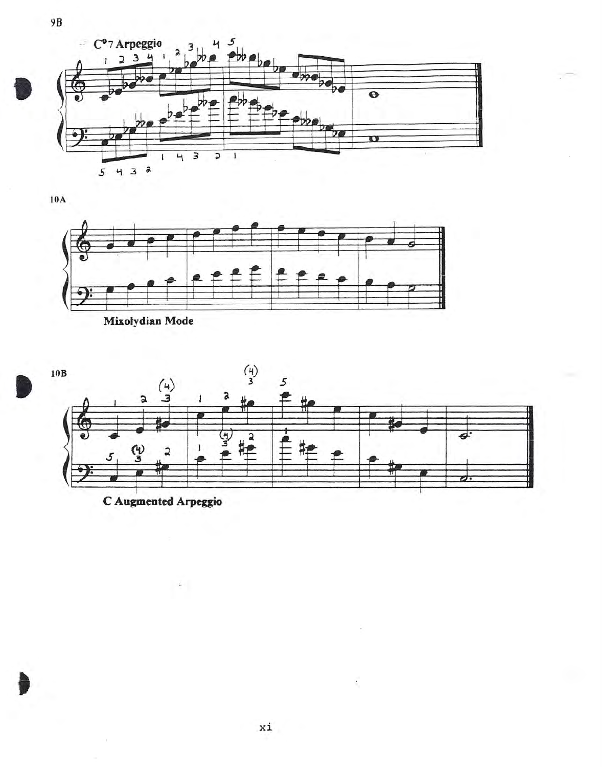9B

C°7 Arpeggio

10A

Mixolydian Mode

10B

C Augmented Arpeggio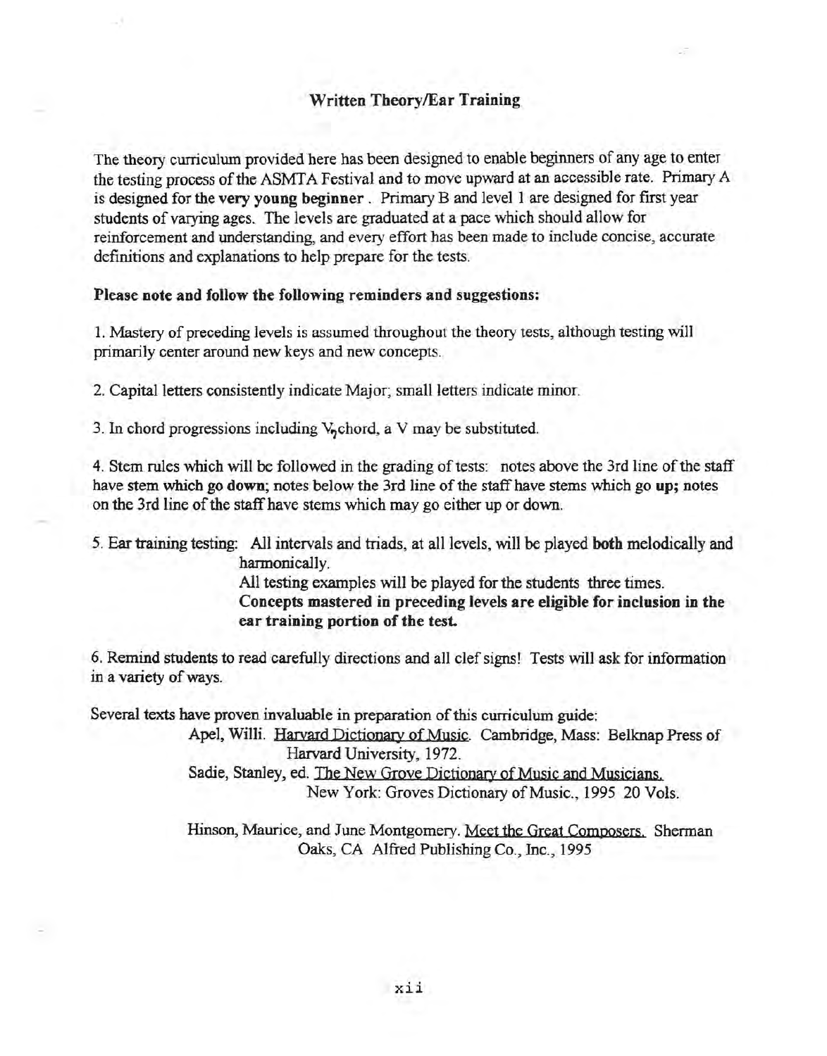## Written Theory/Ear Training

The theory curriculum provided here has been designed to enable beginners of any age to enter the testing process of the ASMTA Festival and to move upward at an accessible rate. Primary A is designed for **the very young beginner**. Primary B and level 1 are designed for first year students of varying ages. The levels are graduated at a pace which should allow for reinforcement and understanding, and every effort has been made to include concise, accurate definitions and explanations to help prepare for the tests.

**Please note and follow the following reminders and suggestions:**

1. Mastery of preceding levels is assumed throughout the theory tests, although testing will primarily center around new keys and new concepts.

2. Capital letters consistently indicate Major; small letters indicate minor.

3. In chord progressions including $V_7$ chord, a V may be substituted.

4. Stem rules which will be followed in the grading of tests: notes above the 3rd line of the staff have **stem which go down**; notes below the 3rd line of the staff have stems which go **up**; notes on the 3rd line of the staff have stems which may go either up or down.

5. Ear training testing: All intervals and triads, at all levels, will be played **both** melodically and harmonically.
   All testing examples will be played for the students three times.
   **Concepts mastered in preceding levels are eligible for inclusion in the ear training portion of the test.**

6. Remind students to read carefully directions and all clef signs! Tests will ask for information in a variety of ways.

Several texts have proven invaluable in preparation of this curriculum guide:

Apel, Willi. Harvard Dictionary of Music. Cambridge, Mass: Belknap Press of Harvard University, 1972.

Sadie, Stanley, ed. The New Grove Dictionary of Music and Musicians. New York: Groves Dictionary of Music., 1995 20 Vols.

Hinson, Maurice, and June Montgomery. Meet the Great Composers. Sherman Oaks, CA Alfred Publishing Co., Inc., 1995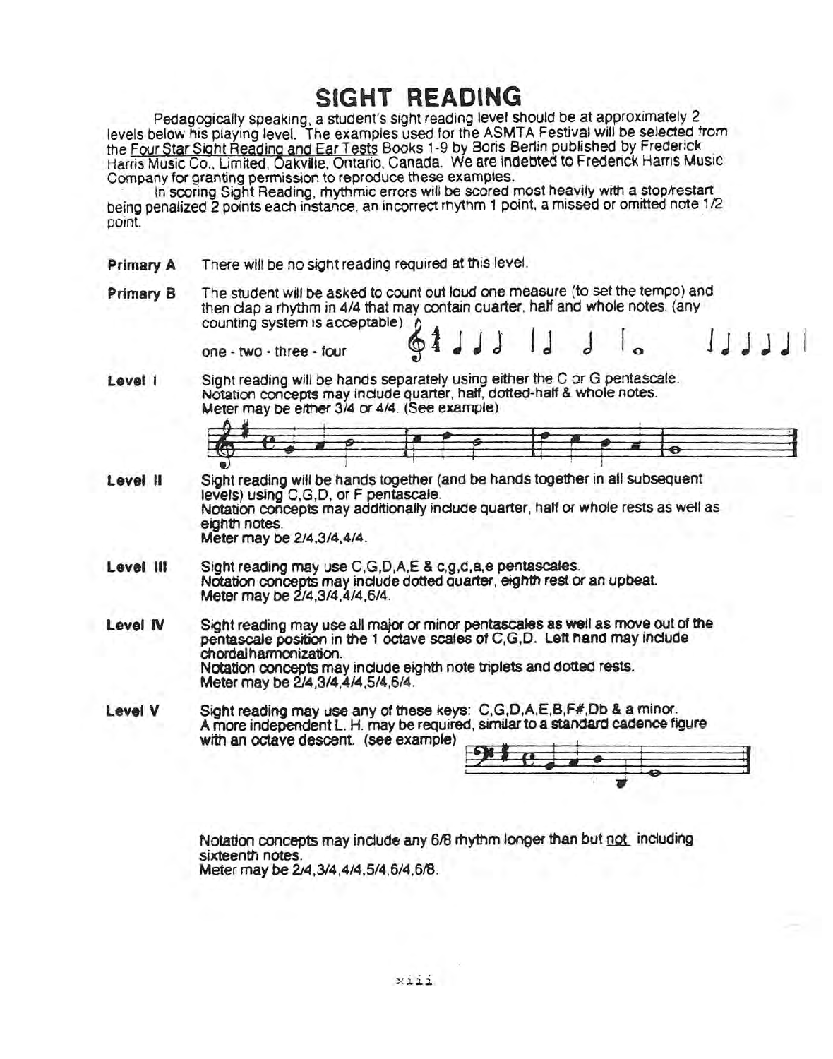# SIGHT READING

Pedagogically speaking, a student's sight reading level should be at approximately 2 levels below his playing level. The examples used for the ASMTA Festival will be selected from the Four Star Sight Reading and Ear Tests Books 1-9 by Boris Berlin published by Frederick Harris Music Co., Limited, Oakville, Ontario, Canada. We are indebted to Frederick Harris Music Company for granting permission to reproduce these examples.

In scoring Sight Reading, rhythmic errors will be scored most heavily with a stop/restart being penalized 2 points each instance, an incorrect rhythm 1 point, a missed or omitted note 1/2 point.

**Primary A** There will be no sight reading required at this level.

**Primary B** The student will be asked to count out loud one measure (to set the tempo) and then clap a rhythm in 4/4 that may contain quarter, half and whole notes. (any counting system is acceptable)

one - two - three - four

**Level I** Sight reading will be hands separately using either the C or G pentascale. Notation concepts may include quarter, half, dotted-half & whole notes. Meter may be either 3/4 or 4/4. (See example)

**Level II** Sight reading will be hands together (and be hands together in all subsequent levels) using C,G,D, or F pentascale.
Notation concepts may additionally include quarter, half or whole rests as well as eighth notes.
Meter may be 2/4,3/4,4/4.

**Level III** Sight reading may use C,G,D,A,E & c,g,d,a,e pentascales.
Notation concepts may include dotted quarter, eighth rest or an upbeat.
Meter may be 2/4,3/4,4/4,6/4.

**Level IV** Sight reading may use all major or minor pentascales as well as move out of the pentascale position in the 1 octave scales of C,G,D. Left hand may include chordalharmonization.
Notation concepts may include eighth note triplets and dotted rests.
Meter may be 2/4,3/4,4/4,5/4,6/4.

**Level V** Sight reading may use any of these keys: C,G,D,A,E,B,F#,Db & a minor.
A more independent L. H. may be required, similar to a standard cadence figure with an octave descent. (see example)

Notation concepts may include any 6/8 rhythm longer than but not including sixteenth notes.
Meter may be 2/4,3/4,4/4,5/4,6/4,6/8.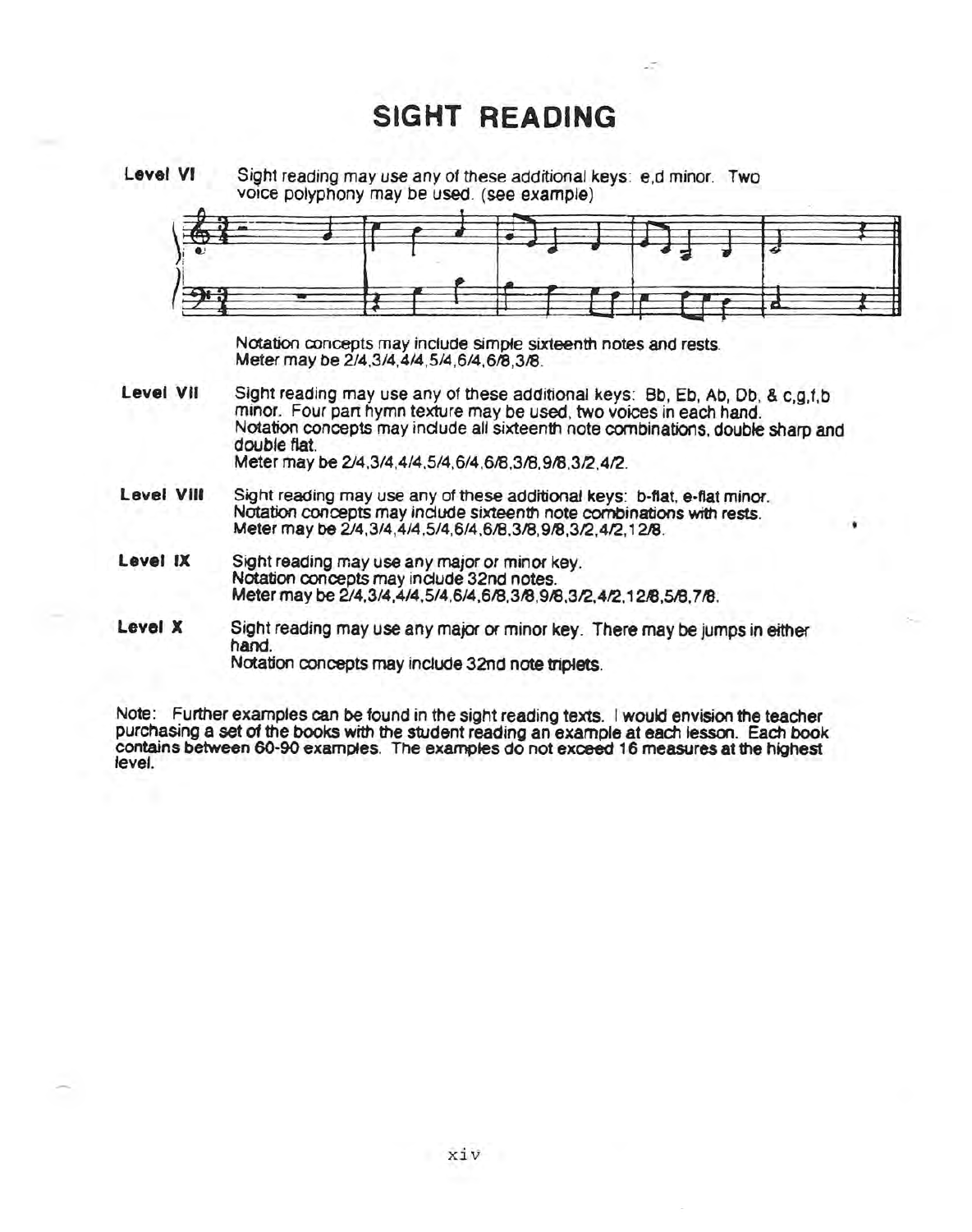# SIGHT READING

**Level VI** Sight reading may use any of these additional keys: e,d minor. Two voice polyphony may be used. (see example)

Notation concepts may include simple sixteenth notes and rests.
Meter may be 2/4,3/4,4/4,5/4,6/4,6/8,3/8.

**Level VII** Sight reading may use any of these additional keys: Bb, Eb, Ab, Db, & c,g,f,b minor. Four part hymn texture may be used, two voices in each hand.
Notation concepts may include all sixteenth note combinations, double sharp and double flat.
Meter may be 2/4,3/4,4/4,5/4,6/4,6/8,3/8,9/8,3/2,4/2.

**Level VIII** Sight reading may use any of these additional keys: b-flat, e-flat minor.
Notation concepts may include sixteenth note combinations with rests.
Meter may be 2/4,3/4,4/4,5/4,6/4,6/8,3/8,9/8,3/2,4/2,12/8.

**Level IX** Sight reading may use any major or minor key.
Notation concepts may include 32nd notes.
Meter may be 2/4,3/4,4/4,5/4,6/4,6/8,3/8,9/8,3/2,4/2,12/8,5/8,7/8.

**Level X** Sight reading may use any major or minor key. There may be jumps in either hand.
Notation concepts may include 32nd note triplets.

Note: Further examples can be found in the sight reading texts. I would envision the teacher purchasing a set of the books with the student reading an example at each lesson. Each book contains between 60-90 examples. The examples do not exceed 16 measures at the highest level.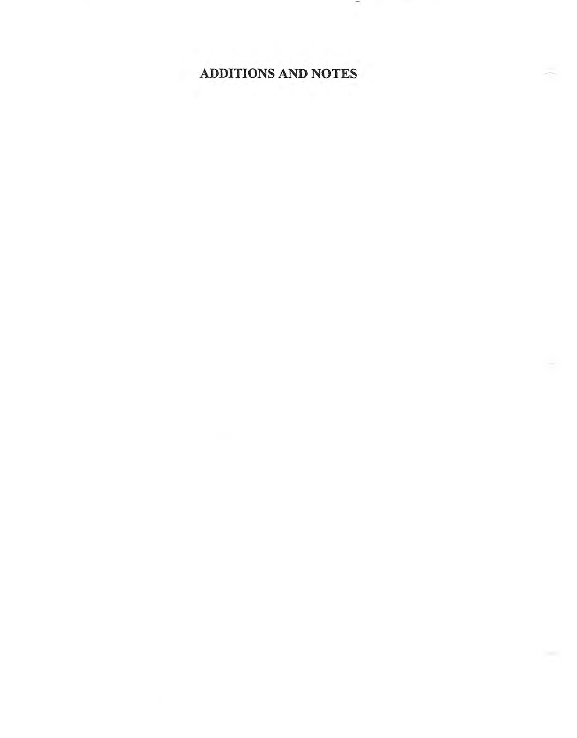# ADDITIONS AND NOTES